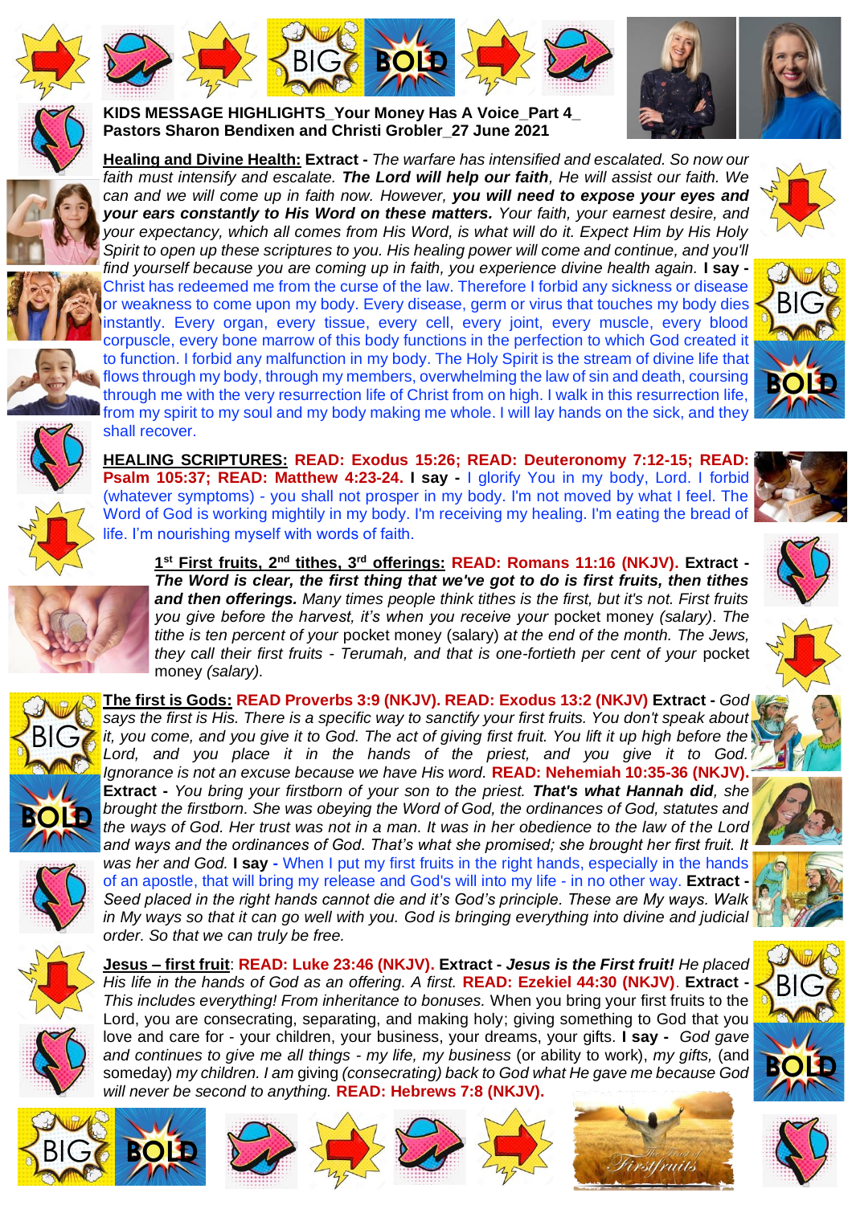**KIDS MESSAGE HIGHLIGHTS_Your Money Has A Voice_Part 4_ Pastors Sharon Bendixen and Christi Grobler_27 June 2021**

**Healing and Divine Health: Extract -** *The warfare has intensified and escalated. So now our faith must intensify and escalate.* ***The Lord will help our faith****, He will assist our faith. We can and we will come up in faith now. However,* ***you will need to expose your eyes and your ears constantly to His Word on these matters.*** *Your faith, your earnest desire, and your expectancy, which all comes from His Word, is what will do it. Expect Him by His Holy Spirit to open up these scriptures to you. His healing power will come and continue, and you'll find yourself because you are coming up in faith, you experience divine health again.* **I say -** Christ has redeemed me from the curse of the law. Therefore I forbid any sickness or disease or weakness to come upon my body. Every disease, germ or virus that touches my body dies instantly. Every organ, every tissue, every cell, every joint, every muscle, every blood corpuscle, every bone marrow of this body functions in the perfection to which God created it to function. I forbid any malfunction in my body. The Holy Spirit is the stream of divine life that flows through my body, through my members, overwhelming the law of sin and death, coursing through me with the very resurrection life of Christ from on high. I walk in this resurrection life, from my spirit to my soul and my body making me whole. I will lay hands on the sick, and they shall recover.

**HEALING SCRIPTURES: READ: Exodus 15:26; READ: Deuteronomy 7:12-15; READ: Psalm 105:37; READ: Matthew 4:23-24. I say -** I glorify You in my body, Lord. I forbid (whatever symptoms) - you shall not prosper in my body. I'm not moved by what I feel. The Word of God is working mightily in my body. I'm receiving my healing. I'm eating the bread of life. I'm nourishing myself with words of faith.

**1st First fruits, 2nd tithes, 3rd offerings: READ: Romans 11:16 (NKJV). Extract -** ***The Word is clear, the first thing that we've got to do is first fruits, then tithes and then offerings.*** *Many times people think tithes is the first, but it's not. First fruits you give before the harvest, it's when you receive your* pocket money *(salary). The tithe is ten percent of your* pocket money (salary) *at the end of the month. The Jews, they call their first fruits - Terumah, and that is one-fortieth per cent of your* pocket money *(salary).*

**The first is Gods: READ Proverbs 3:9 (NKJV). READ: Exodus 13:2 (NKJV) Extract -** *God says the first is His. There is a specific way to sanctify your first fruits. You don't speak about it, you come, and you give it to God. The act of giving first fruit. You lift it up high before the Lord, and you place it in the hands of the priest, and you give it to God. Ignorance is not an excuse because we have His word.* **READ: Nehemiah 10:35-36 (NKJV). Extract -** *You bring your firstborn of your son to the priest.* ***That's what Hannah did****, she brought the firstborn. She was obeying the Word of God, the ordinances of God, statutes and the ways of God. Her trust was not in a man. It was in her obedience to the law of the Lord and ways and the ordinances of God. That's what she promised; she brought her first fruit. It was her and God.* **I say -** When I put my first fruits in the right hands, especially in the hands of an apostle, that will bring my release and God's will into my life - in no other way. **Extract -** *Seed placed in the right hands cannot die and it's God's principle. These are My ways. Walk in My ways so that it can go well with you. God is bringing everything into divine and judicial order. So that we can truly be free.*

**Jesus – first fruit**: **READ: Luke 23:46 (NKJV). Extract -** ***Jesus is the First fruit!*** *He placed His life in the hands of God as an offering. A first.* **READ: Ezekiel 44:30 (NKJV)**. **Extract -** *This includes everything! From inheritance to bonuses.* When you bring your first fruits to the Lord, you are consecrating, separating, and making holy; giving something to God that you love and care for - your children, your business, your dreams, your gifts. **I say -** *God gave and continues to give me all things - my life, my business* (or ability to work), *my gifts,* (and someday) *my children. I am* giving *(consecrating) back to God what He gave me because God will never be second to anything.* **READ: Hebrews 7:8 (NKJV).**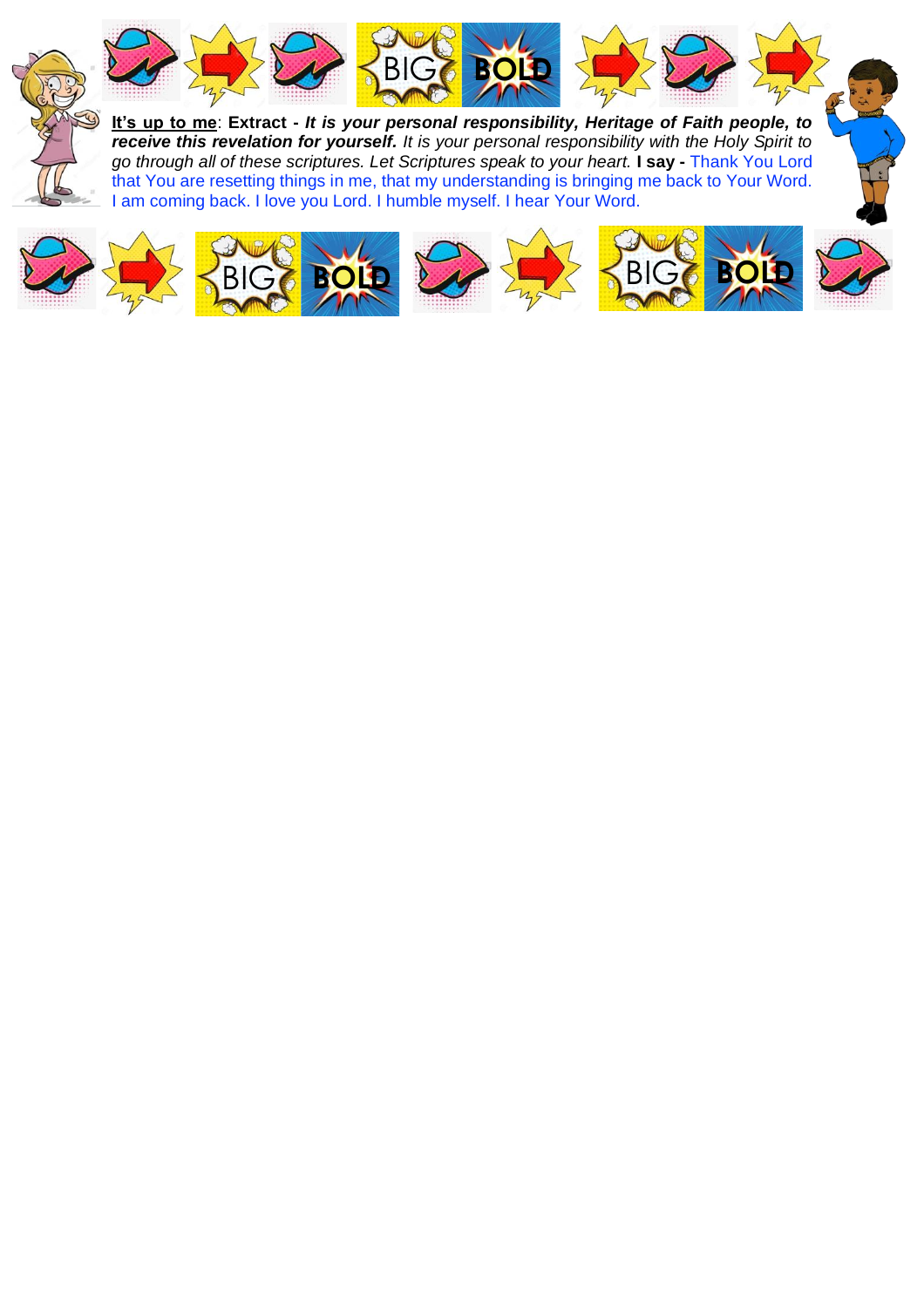**<u>It's up to me</u>**: **Extract -** ***It is your personal responsibility, Heritage of Faith people, to receive this revelation for yourself.*** *It is your personal responsibility with the Holy Spirit to go through all of these scriptures. Let Scriptures speak to your heart.* **I say -** Thank You Lord that You are resetting things in me, that my understanding is bringing me back to Your Word. I am coming back. I love you Lord. I humble myself. I hear Your Word.